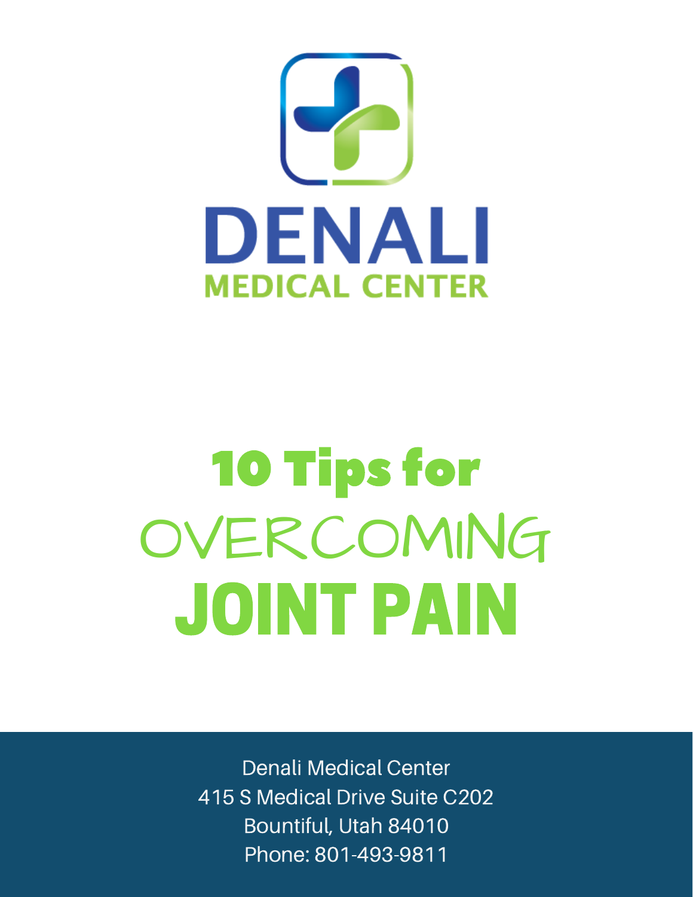DENALI

MEDICAL CENTER

# 10 Tips for OVERCOMING JOINT PAIN

Denali Medical Center
415 S Medical Drive Suite C202
Bountiful, Utah 84010
Phone: 801-493-9811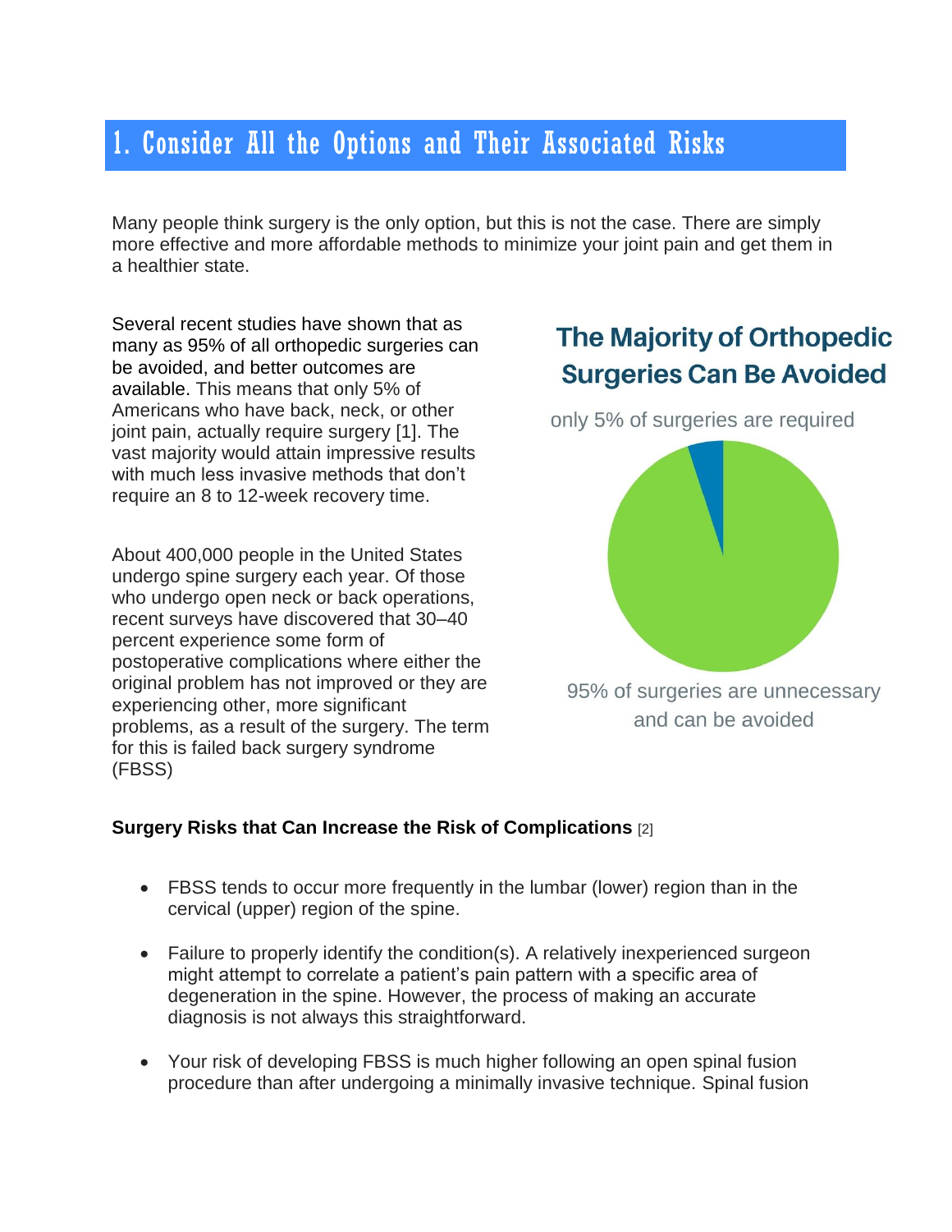## 1. Consider All the Options and Their Associated Risks

Many people think surgery is the only option, but this is not the case. There are simply more effective and more affordable methods to minimize your joint pain and get them in a healthier state.

Several recent studies have shown that as many as 95% of all orthopedic surgeries can be avoided, and better outcomes are available. This means that only 5% of Americans who have back, neck, or other joint pain, actually require surgery [1]. The vast majority would attain impressive results with much less invasive methods that don't require an 8 to 12-week recovery time.

About 400,000 people in the United States undergo spine surgery each year. Of those who undergo open neck or back operations, recent surveys have discovered that 30–40 percent experience some form of postoperative complications where either the original problem has not improved or they are experiencing other, more significant problems, as a result of the surgery. The term for this is failed back surgery syndrome (FBSS)

**The Majority of Orthopedic Surgeries Can Be Avoided**

only 5% of surgeries are required

95% of surgeries are unnecessary and can be avoided

**Surgery Risks that Can Increase the Risk of Complications** [2]

- FBSS tends to occur more frequently in the lumbar (lower) region than in the cervical (upper) region of the spine.
- Failure to properly identify the condition(s). A relatively inexperienced surgeon might attempt to correlate a patient's pain pattern with a specific area of degeneration in the spine. However, the process of making an accurate diagnosis is not always this straightforward.
- Your risk of developing FBSS is much higher following an open spinal fusion procedure than after undergoing a minimally invasive technique. Spinal fusion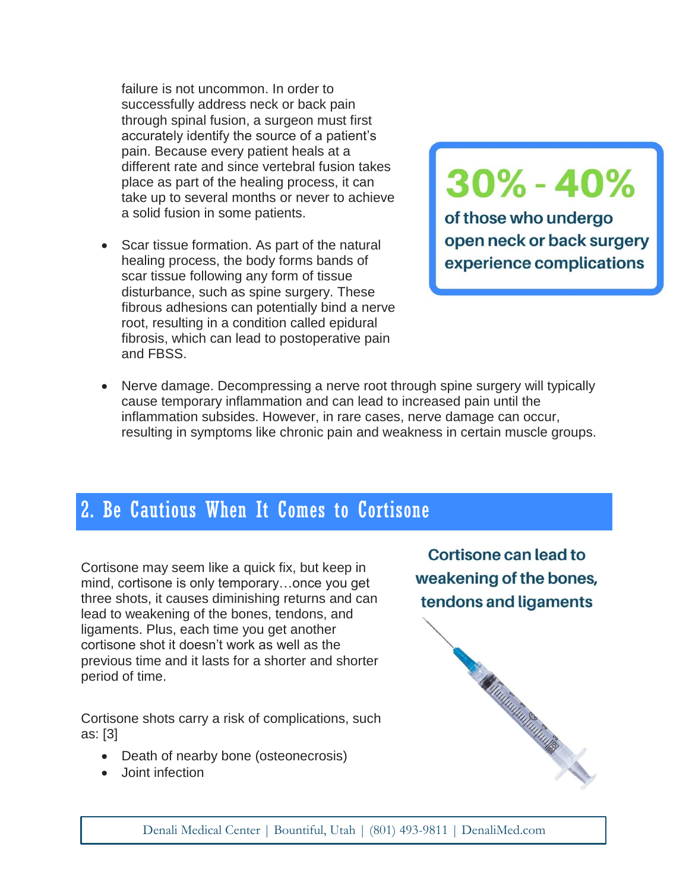failure is not uncommon. In order to successfully address neck or back pain through spinal fusion, a surgeon must first accurately identify the source of a patient's pain. Because every patient heals at a different rate and since vertebral fusion takes place as part of the healing process, it can take up to several months or never to achieve a solid fusion in some patients.

- Scar tissue formation. As part of the natural healing process, the body forms bands of scar tissue following any form of tissue disturbance, such as spine surgery. These fibrous adhesions can potentially bind a nerve root, resulting in a condition called epidural fibrosis, which can lead to postoperative pain and FBSS.

**30% - 40%**

**of those who undergo open neck or back surgery experience complications**

- Nerve damage. Decompressing a nerve root through spine surgery will typically cause temporary inflammation and can lead to increased pain until the inflammation subsides. However, in rare cases, nerve damage can occur, resulting in symptoms like chronic pain and weakness in certain muscle groups.

## 2. Be Cautious When It Comes to Cortisone

Cortisone may seem like a quick fix, but keep in mind, cortisone is only temporary…once you get three shots, it causes diminishing returns and can lead to weakening of the bones, tendons, and ligaments. Plus, each time you get another cortisone shot it doesn't work as well as the previous time and it lasts for a shorter and shorter period of time.

**Cortisone can lead to weakening of the bones, tendons and ligaments**

Cortisone shots carry a risk of complications, such as: [3]

- Death of nearby bone (osteonecrosis)
- Joint infection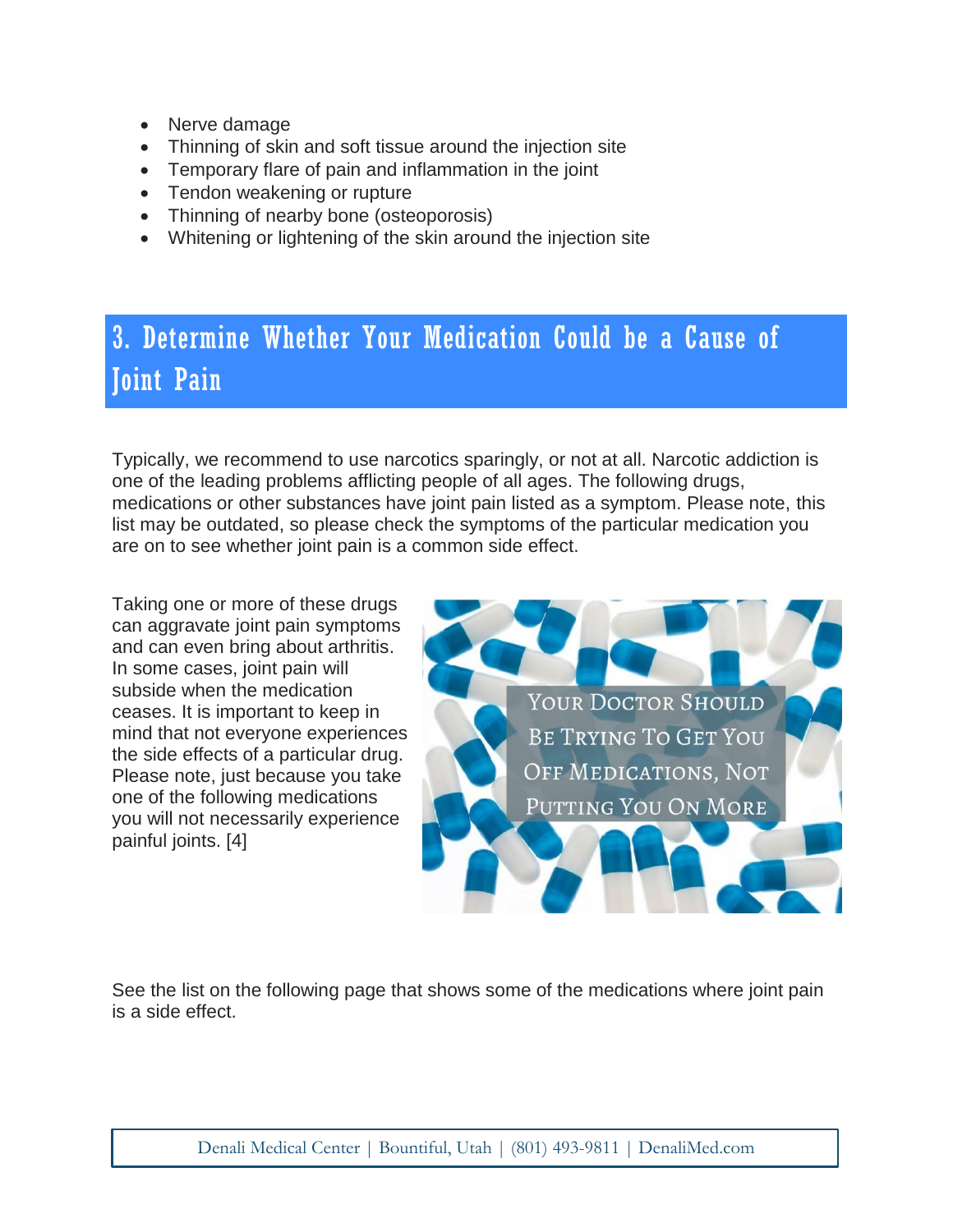- Nerve damage
- Thinning of skin and soft tissue around the injection site
- Temporary flare of pain and inflammation in the joint
- Tendon weakening or rupture
- Thinning of nearby bone (osteoporosis)
- Whitening or lightening of the skin around the injection site

## 3. Determine Whether Your Medication Could be a Cause of Joint Pain

Typically, we recommend to use narcotics sparingly, or not at all. Narcotic addiction is one of the leading problems afflicting people of all ages. The following drugs, medications or other substances have joint pain listed as a symptom. Please note, this list may be outdated, so please check the symptoms of the particular medication you are on to see whether joint pain is a common side effect.

Taking one or more of these drugs can aggravate joint pain symptoms and can even bring about arthritis. In some cases, joint pain will subside when the medication ceases. It is important to keep in mind that not everyone experiences the side effects of a particular drug. Please note, just because you take one of the following medications you will not necessarily experience painful joints. [4]

Your Doctor Should Be Trying To Get You Off Medications, Not Putting You On More

See the list on the following page that shows some of the medications where joint pain is a side effect.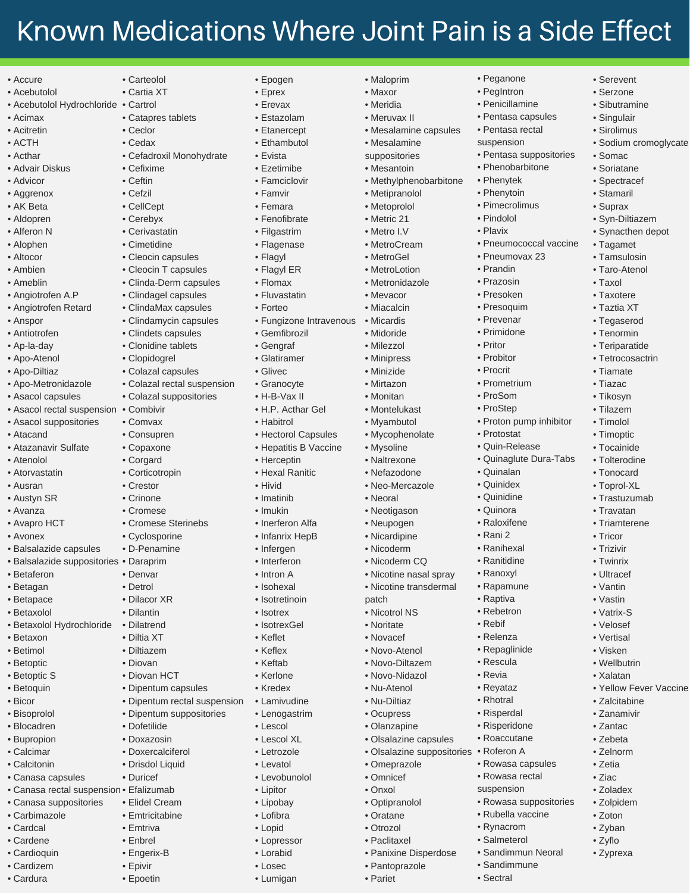# Known Medications Where Joint Pain is a Side Effect

- Accure
- Acebutolol
- Acebutolol Hydrochloride
- Acimax
- Acitretin
- ACTH
- Acthar
- Advair Diskus
- Advicor
- Aggrenox
- AK Beta
- Aldopren
- Alferon N
- Alophen
- Altocor
- Ambien
- Ameblin
- Angiotrofen A.P
- Angiotrofen Retard
- Anspor
- Antiotrofen
- Ap-la-day
- Apo-Atenol
- Apo-Diltiaz
- Apo-Metronidazole
- Asacol capsules
- Asacol rectal suspension
- Asacol suppositories
- Atacand
- Atazanavir Sulfate
- Atenolol
- Atorvastatin
- Ausran
- Austyn SR
- Avanza
- Avapro HCT
- Avonex
- Balsalazide capsules
- Balsalazide suppositories
- Betaferon
- Betagan
- Betapace
- Betaxolol
- Betaxolol Hydrochloride
- Betaxon
- Betimol
- Betoptic
- Betoptic S
- Betoquin
- Bicor
- Bisoprolol
- Blocadren
- Bupropion
- Calcimar
- Calcitonin
- Canasa capsules
- Canasa rectal suspension
- Canasa suppositories
- Carbimazole
- Cardcal
- Cardene
- Cardioquin
- Cardizem
- Cardura
- Carteolol
- Cartia XT
- Cartrol
- Catapres tablets
- Ceclor
- Cedax
- Cefadroxil Monohydrate
- Cefixime
- Ceftin
- Cefzil
- CellCept
- Cerebyx
- Cerivastatin
- Cimetidine
- Cleocin capsules
- Cleocin T capsules
- Clinda-Derm capsules
- Clindagel capsules
- ClindaMax capsules
- Clindamycin capsules
- Clindets capsules
- Clonidine tablets
- Clopidogrel
- Colazal capsules
- Colazal rectal suspension
- Colazal suppositories
- Combivir
- Comvax
- Consupren
- Copaxone
- Corgard
- Corticotropin
- Crestor
- Crinone
- Cromese
- Cromese Sterinebs
- Cyclosporine
- D-Penamine
- Daraprim
- Denvar
- Detrol
- Dilacor XR
- Dilantin
- Dilatrend
- Diltia XT
- Diltiazem
- Diovan
- Diovan HCT
- Dipentum capsules
- Dipentum rectal suspension
- Dipentum suppositories
- Dofetilide
- Doxazosin
- Doxercalciferol
- Drisdol Liquid
- Duricef
- Efalizumab
- Elidel Cream
- Emtricitabine
- Emtriva
- Enbrel
- Engerix-B
- Epivir
- Epoetin
- Epogen
- Eprex
- Erevax
- Estazolam
- Etanercept
- Ethambutol
- Evista
- Ezetimibe
- Famciclovir
- Famvir
- Femara
- Fenofibrate
- Filgastrim
- Flagenase
- Flagyl
- Flagyl ER
- Flomax
- Fluvastatin
- Forteo
- Fungizone Intravenous
- Gemfibrozil
- Gengraf
- Glatiramer
- Glivec
- Granocyte
- H-B-Vax II
- H.P. Acthar Gel
- Habitrol
- Hectorol Capsules
- Hepatitis B Vaccine
- Herceptin
- Hexal Ranitic
- Hivid
- Imatinib
- Imukin
- Inerferon Alfa
- Infanrix HepB
- Infergen
- Interferon
- Intron A
- Isohexal
- Isotretinoin
- Isotrex
- IsotrexGel
- Keflet
- Keflex
- Keftab
- Kerlone
- Kredex
- Lamivudine
- Lenogastrim
- Lescol
- Lescol XL
- Letrozole
- Levatol
- Levobunolol
- Lipitor
- Lipobay
- Lofibra
- Lopid
- Lopressor
- Lorabid
- Losec
- Lumigan
- Maloprim
- Maxor
- Meridia
- Meruvax II
- Mesalamine capsules
- Mesalamine suppositories
- Mesantoin
- Methylphenobarbitone
- Metipranolol
- Metoprolol
- Metric 21
- Metro I.V
- MetroCream
- MetroGel
- MetroLotion
- Metronidazole
- Mevacor
- Miacalcin
- Micardis
- Midoride
- Milezzol
- Minipress
- Minizide
- Mirtazon
- Monitan
- Montelukast
- Myambutol
- Mycophenolate
- Mysoline
- Naltrexone
- Nefazodone
- Neo-Mercazole
- Neoral
- Neotigason
- Neupogen
- Nicardipine
- Nicoderm
- Nicoderm CQ
- Nicotine nasal spray
- Nicotine transdermal patch
- Nicotrol NS
- Noritate
- Novacef
- Novo-Atenol
- Novo-Diltazem
- Novo-Nidazol
- Nu-Atenol
- Nu-Diltiaz
- Ocupress
- Olanzapine
- Olsalazine capsules
- Olsalazine suppositories
- Omeprazole
- Omnicef
- Onxol
- Optipranolol
- Oratane
- Otrozol
- Paclitaxel
- Panixine Disperdose
- Pantoprazole
- Pariet
- Peganone
- PegIntron
- Penicillamine
- Pentasa capsules
- Pentasa rectal suspension
- Pentasa suppositories
- Phenobarbitone
- Phenytek
- Phenytoin
- Pimecrolimus
- Pindolol
- Plavix
- Pneumococcal vaccine
- Pneumovax 23
- Prandin
- Prazosin
- Presoken
- Presoquim
- Prevenar
- Primidone
- Pritor
- Probitor
- Procrit
- Prometrium
- ProSom
- ProStep
- Proton pump inhibitor
- Protostat
- Quin-Release
- Quinaglute Dura-Tabs
- Quinalan
- Quinidex
- Quinidine
- Quinora
- Raloxifene
- Rani 2
- Ranihexal
- Ranitidine
- Ranoxyl
- Rapamune
- Raptiva
- Rebetron
- Rebif
- Relenza
- Repaglinide
- Rescula
- Revia
- Reyataz
- Rhotral
- Risperdal
- Risperidone
- Roaccutane
- Roferon A
- Rowasa capsules
- Rowasa rectal suspension
- Rowasa suppositories
- Rubella vaccine
- Rynacrom
- Salmeterol
- Sandimmun Neoral
- Sandimmune
- Sectral
- Serevent
- Serzone
- Sibutramine
- Singulair
- Sirolimus
- Sodium cromoglycate
- Somac
- Soriatane
- Spectracef
- Stamaril
- Suprax
- Syn-Diltiazem
- Synacthen depot
- Tagamet
- Tamsulosin
- Taro-Atenol
- Taxol
- Taxotere
- Taztia XT
- Tegaserod
- Tenormin
- Teriparatide
- Tetrocosactrin
- Tiamate
- Tiazac
- Tikosyn
- Tilazem
- Timolol
- Timoptic
- Tocainide
- Tolterodine
- Tonocard
- Toprol-XL
- Trastuzumab
- Travatan
- Triamterene
- Tricor
- Trizivir
- Twinrix
- Ultracef
- Vantin
- Vastin
- Vatrix-S
- Velosef
- Vertisal
- Visken
- Wellbutrin
- Xalatan
- Yellow Fever Vaccine
- Zalcitabine
- Zanamivir
- Zantac
- Zebeta
- Zelnorm
- Zetia
- Ziac
- Zoladex
- Zolpidem
- Zoton
- Zyban
- Zyflo
- Zyprexa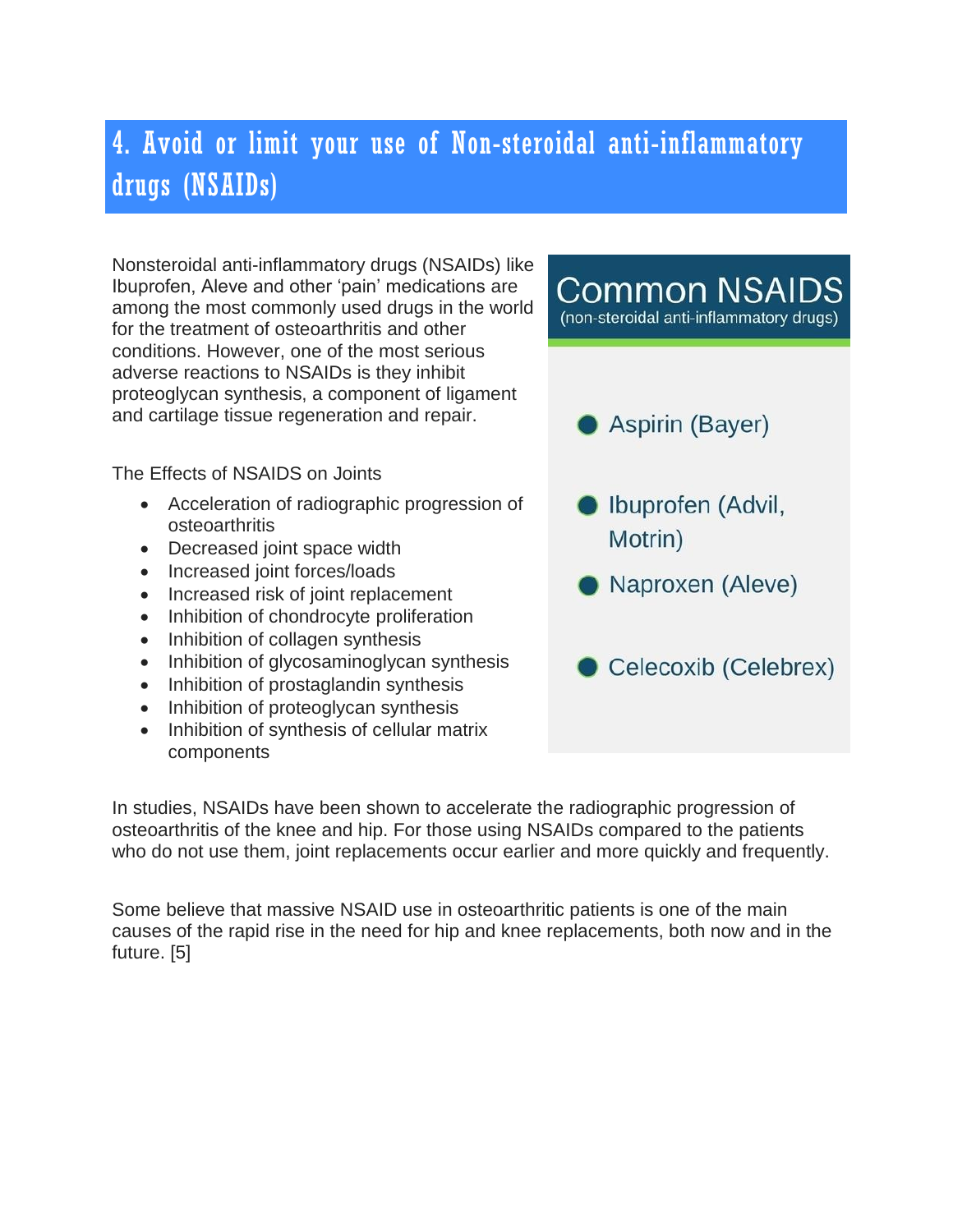## 4. Avoid or limit your use of Non-steroidal anti-inflammatory drugs (NSAIDs)

Nonsteroidal anti-inflammatory drugs (NSAIDs) like Ibuprofen, Aleve and other 'pain' medications are among the most commonly used drugs in the world for the treatment of osteoarthritis and other conditions. However, one of the most serious adverse reactions to NSAIDs is they inhibit proteoglycan synthesis, a component of ligament and cartilage tissue regeneration and repair.

The Effects of NSAIDS on Joints

- Acceleration of radiographic progression of osteoarthritis
- Decreased joint space width
- Increased joint forces/loads
- Increased risk of joint replacement
- Inhibition of chondrocyte proliferation
- Inhibition of collagen synthesis
- Inhibition of glycosaminoglycan synthesis
- Inhibition of prostaglandin synthesis
- Inhibition of proteoglycan synthesis
- Inhibition of synthesis of cellular matrix components

**Common NSAIDS**
(non-steroidal anti-inflammatory drugs)

- Aspirin (Bayer)
- Ibuprofen (Advil, Motrin)
- Naproxen (Aleve)
- Celecoxib (Celebrex)

In studies, NSAIDs have been shown to accelerate the radiographic progression of osteoarthritis of the knee and hip. For those using NSAIDs compared to the patients who do not use them, joint replacements occur earlier and more quickly and frequently.

Some believe that massive NSAID use in osteoarthritic patients is one of the main causes of the rapid rise in the need for hip and knee replacements, both now and in the future. [5]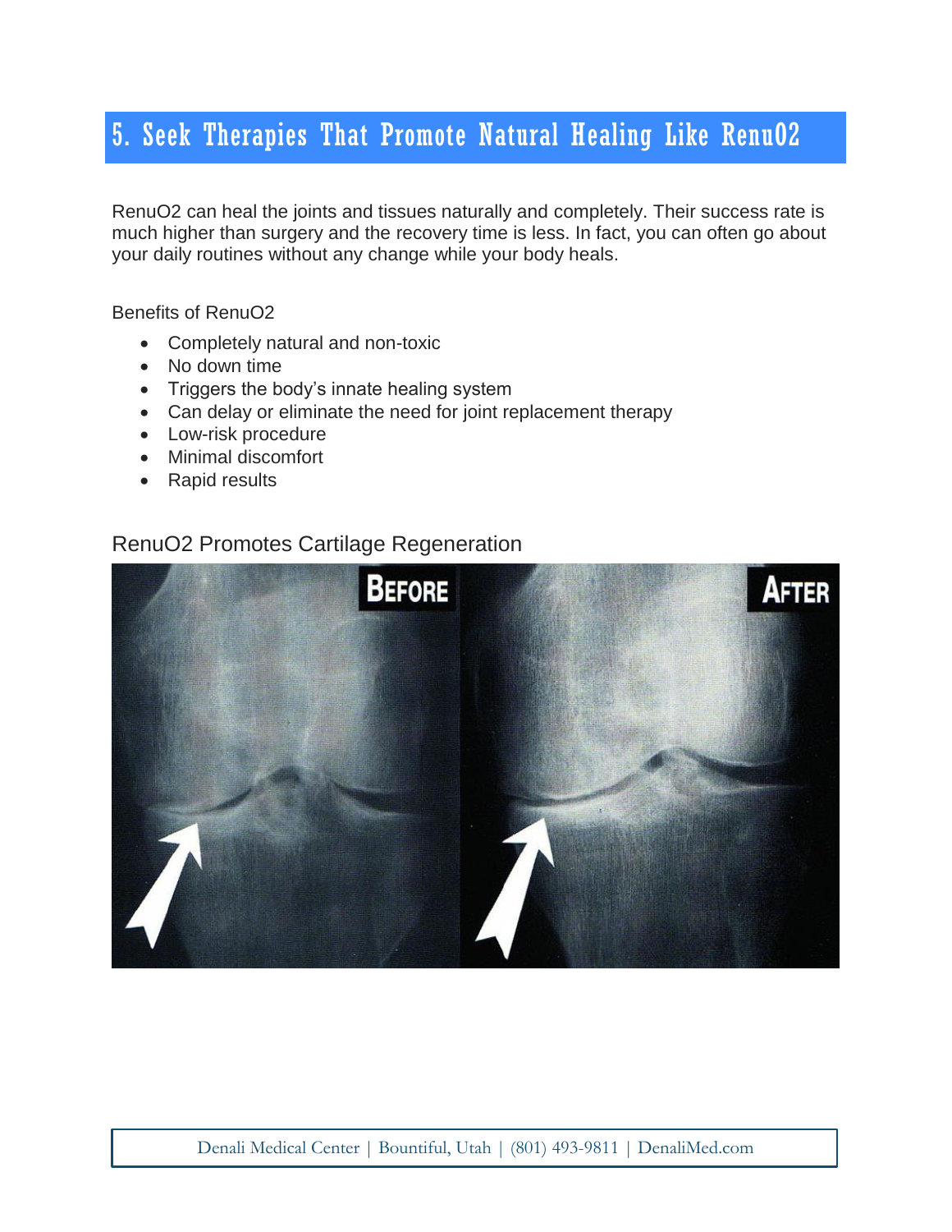## 5. Seek Therapies That Promote Natural Healing Like RenuO2

RenuO2 can heal the joints and tissues naturally and completely. Their success rate is much higher than surgery and the recovery time is less. In fact, you can often go about your daily routines without any change while your body heals.

Benefits of RenuO2

- Completely natural and non-toxic
- No down time
- Triggers the body's innate healing system
- Can delay or eliminate the need for joint replacement therapy
- Low-risk procedure
- Minimal discomfort
- Rapid results

### RenuO2 Promotes Cartilage Regeneration

Denali Medical Center | Bountiful, Utah | (801) 493-9811 | DenaliMed.com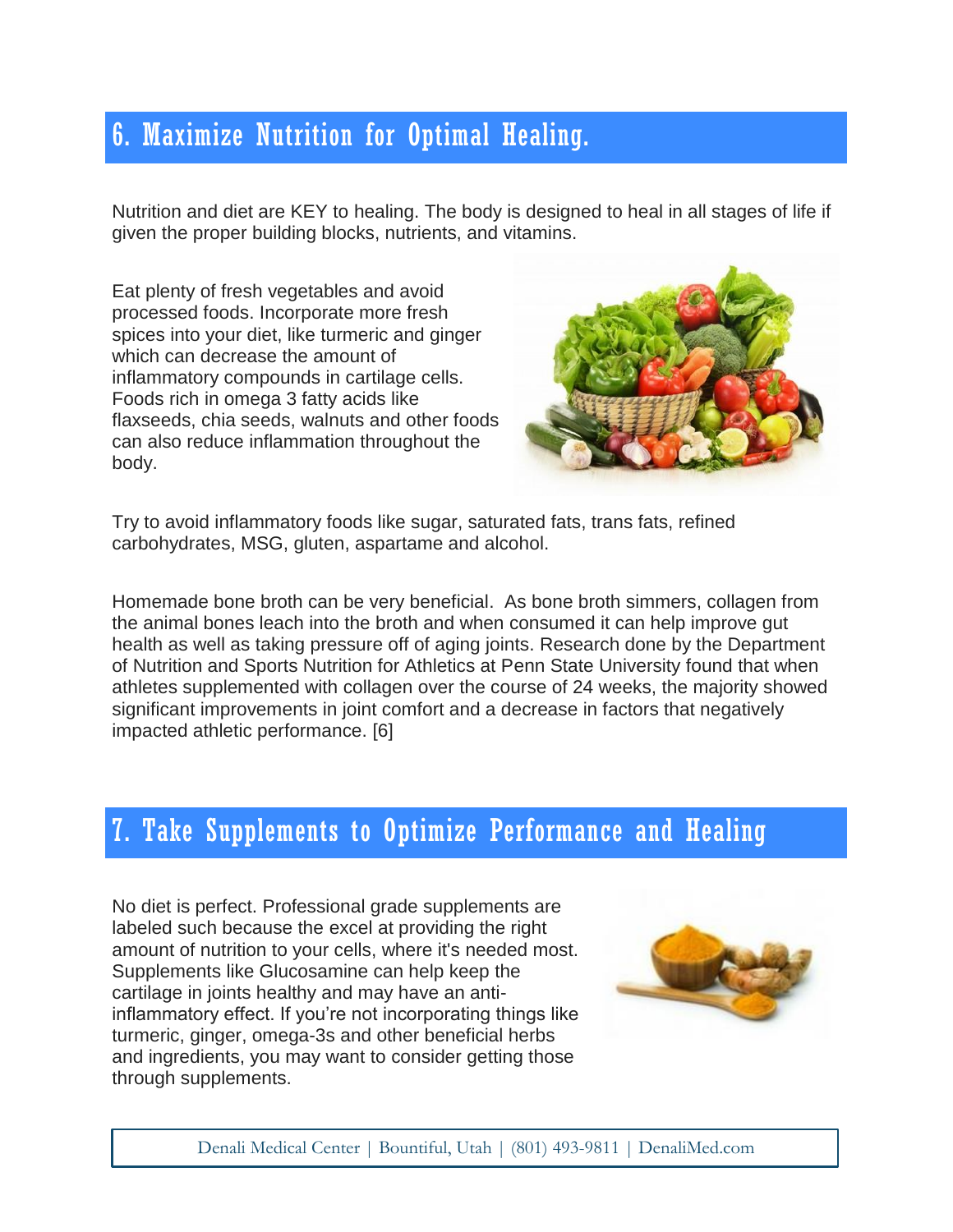## 6. Maximize Nutrition for Optimal Healing.

Nutrition and diet are KEY to healing. The body is designed to heal in all stages of life if given the proper building blocks, nutrients, and vitamins.

Eat plenty of fresh vegetables and avoid processed foods. Incorporate more fresh spices into your diet, like turmeric and ginger which can decrease the amount of inflammatory compounds in cartilage cells. Foods rich in omega 3 fatty acids like flaxseeds, chia seeds, walnuts and other foods can also reduce inflammation throughout the body.

Try to avoid inflammatory foods like sugar, saturated fats, trans fats, refined carbohydrates, MSG, gluten, aspartame and alcohol.

Homemade bone broth can be very beneficial. As bone broth simmers, collagen from the animal bones leach into the broth and when consumed it can help improve gut health as well as taking pressure off of aging joints. Research done by the Department of Nutrition and Sports Nutrition for Athletics at Penn State University found that when athletes supplemented with collagen over the course of 24 weeks, the majority showed significant improvements in joint comfort and a decrease in factors that negatively impacted athletic performance. [6]

## 7. Take Supplements to Optimize Performance and Healing

No diet is perfect. Professional grade supplements are labeled such because the excel at providing the right amount of nutrition to your cells, where it's needed most. Supplements like Glucosamine can help keep the cartilage in joints healthy and may have an anti-inflammatory effect. If you're not incorporating things like turmeric, ginger, omega-3s and other beneficial herbs and ingredients, you may want to consider getting those through supplements.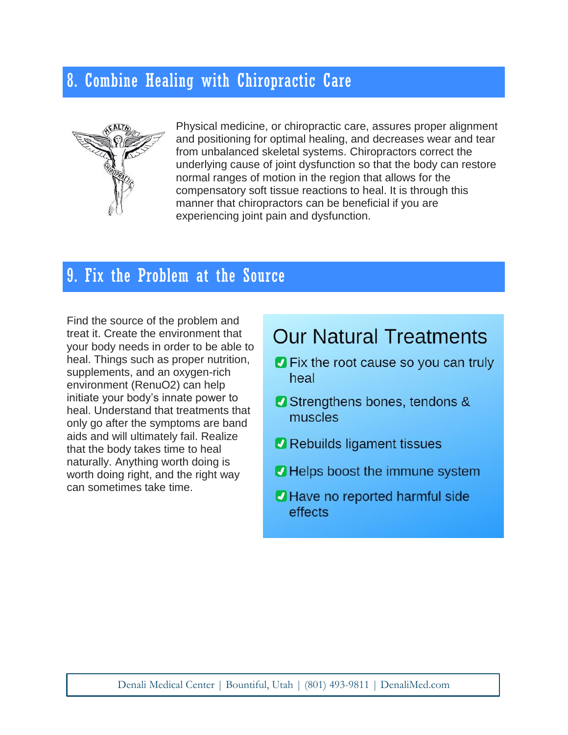## 8. Combine Healing with Chiropractic Care

Physical medicine, or chiropractic care, assures proper alignment and positioning for optimal healing, and decreases wear and tear from unbalanced skeletal systems. Chiropractors correct the underlying cause of joint dysfunction so that the body can restore normal ranges of motion in the region that allows for the compensatory soft tissue reactions to heal. It is through this manner that chiropractors can be beneficial if you are experiencing joint pain and dysfunction.

## 9. Fix the Problem at the Source

Find the source of the problem and treat it. Create the environment that your body needs in order to be able to heal. Things such as proper nutrition, supplements, and an oxygen-rich environment (RenuO2) can help initiate your body's innate power to heal. Understand that treatments that only go after the symptoms are band aids and will ultimately fail. Realize that the body takes time to heal naturally. Anything worth doing is worth doing right, and the right way can sometimes take time.

### Our Natural Treatments

- Fix the root cause so you can truly heal
- Strengthens bones, tendons & muscles
- Rebuilds ligament tissues
- Helps boost the immune system
- Have no reported harmful side effects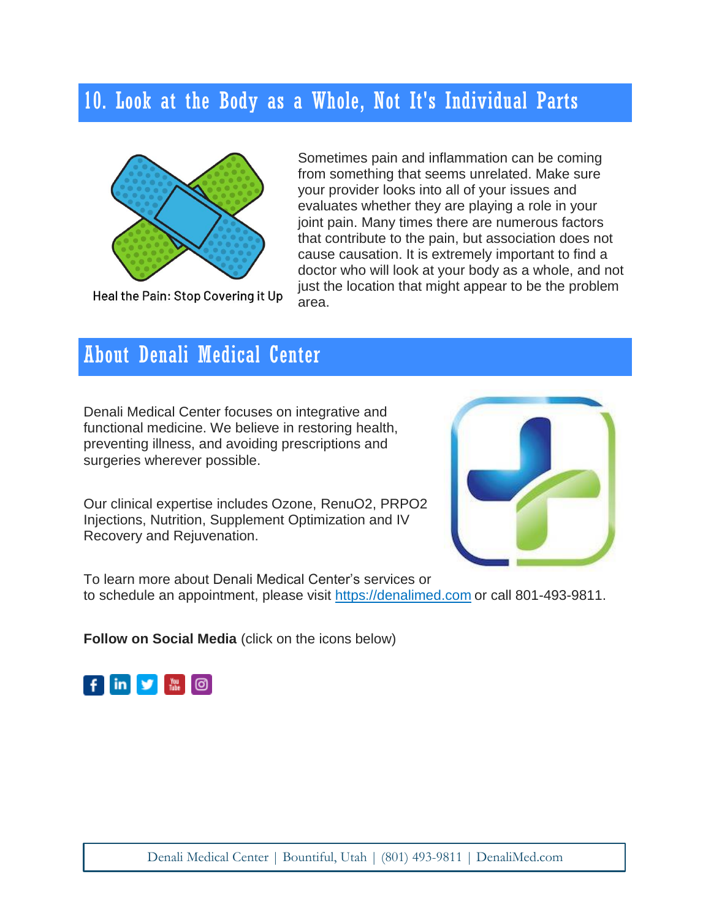## 10. Look at the Body as a Whole, Not It's Individual Parts

Heal the Pain: Stop Covering it Up

Sometimes pain and inflammation can be coming from something that seems unrelated. Make sure your provider looks into all of your issues and evaluates whether they are playing a role in your joint pain. Many times there are numerous factors that contribute to the pain, but association does not cause causation. It is extremely important to find a doctor who will look at your body as a whole, and not just the location that might appear to be the problem area.

## About Denali Medical Center

Denali Medical Center focuses on integrative and functional medicine. We believe in restoring health, preventing illness, and avoiding prescriptions and surgeries wherever possible.

Our clinical expertise includes Ozone, RenuO2, PRPO2 Injections, Nutrition, Supplement Optimization and IV Recovery and Rejuvenation.

To learn more about Denali Medical Center's services or to schedule an appointment, please visit https://denalimed.com or call 801-493-9811.

**Follow on Social Media** (click on the icons below)

Denali Medical Center | Bountiful, Utah | (801) 493-9811 | DenaliMed.com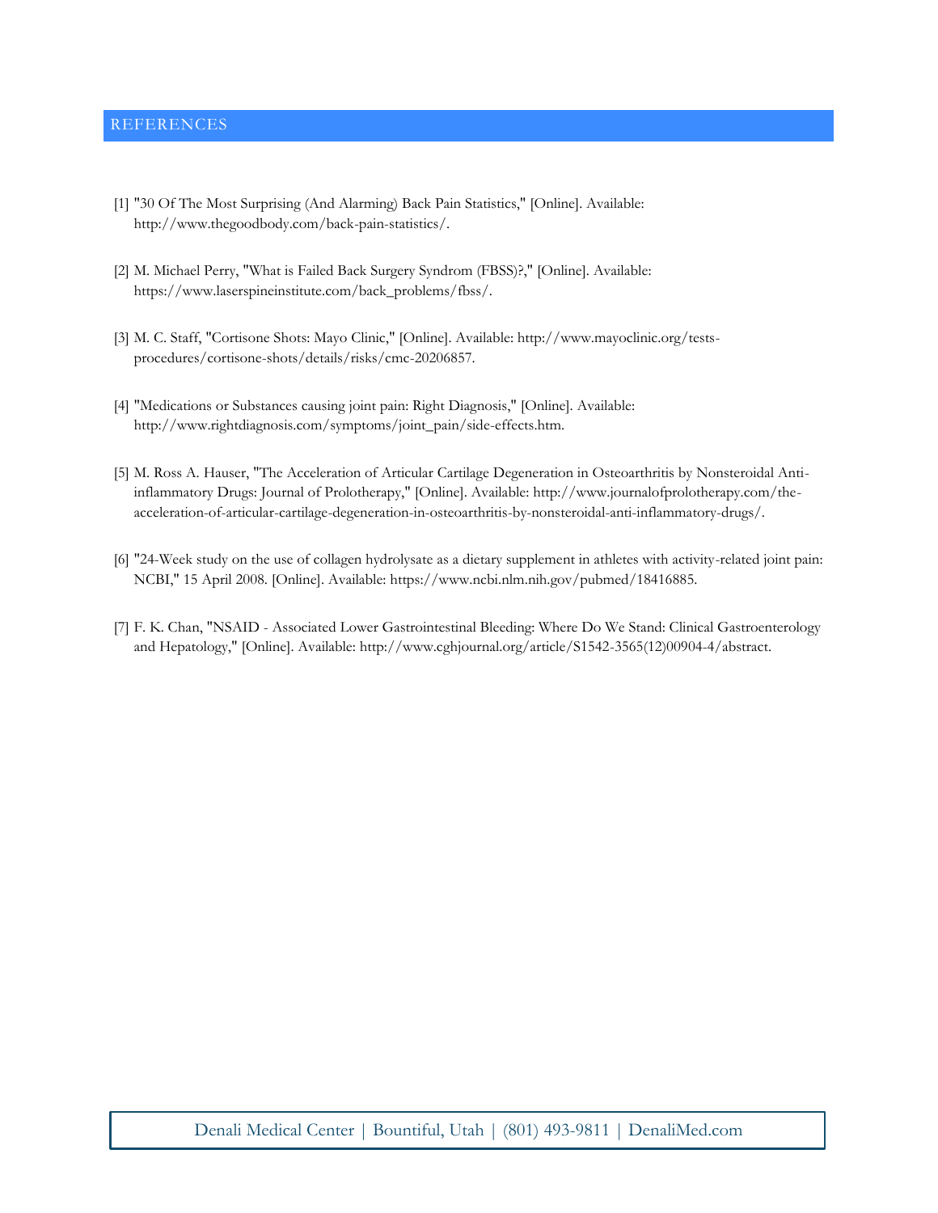## REFERENCES

[1] "30 Of The Most Surprising (And Alarming) Back Pain Statistics," [Online]. Available: http://www.thegoodbody.com/back-pain-statistics/.

[2] M. Michael Perry, "What is Failed Back Surgery Syndrom (FBSS)?," [Online]. Available: https://www.laserspineinstitute.com/back_problems/fbss/.

[3] M. C. Staff, "Cortisone Shots: Mayo Clinic," [Online]. Available: http://www.mayoclinic.org/tests-procedures/cortisone-shots/details/risks/cmc-20206857.

[4] "Medications or Substances causing joint pain: Right Diagnosis," [Online]. Available: http://www.rightdiagnosis.com/symptoms/joint_pain/side-effects.htm.

[5] M. Ross A. Hauser, "The Acceleration of Articular Cartilage Degeneration in Osteoarthritis by Nonsteroidal Anti-inflammatory Drugs: Journal of Prolotherapy," [Online]. Available: http://www.journalofprolotherapy.com/the-acceleration-of-articular-cartilage-degeneration-in-osteoarthritis-by-nonsteroidal-anti-inflammatory-drugs/.

[6] "24-Week study on the use of collagen hydrolysate as a dietary supplement in athletes with activity-related joint pain: NCBI," 15 April 2008. [Online]. Available: https://www.ncbi.nlm.nih.gov/pubmed/18416885.

[7] F. K. Chan, "NSAID - Associated Lower Gastrointestinal Bleeding: Where Do We Stand: Clinical Gastroenterology and Hepatology," [Online]. Available: http://www.cghjournal.org/article/S1542-3565(12)00904-4/abstract.